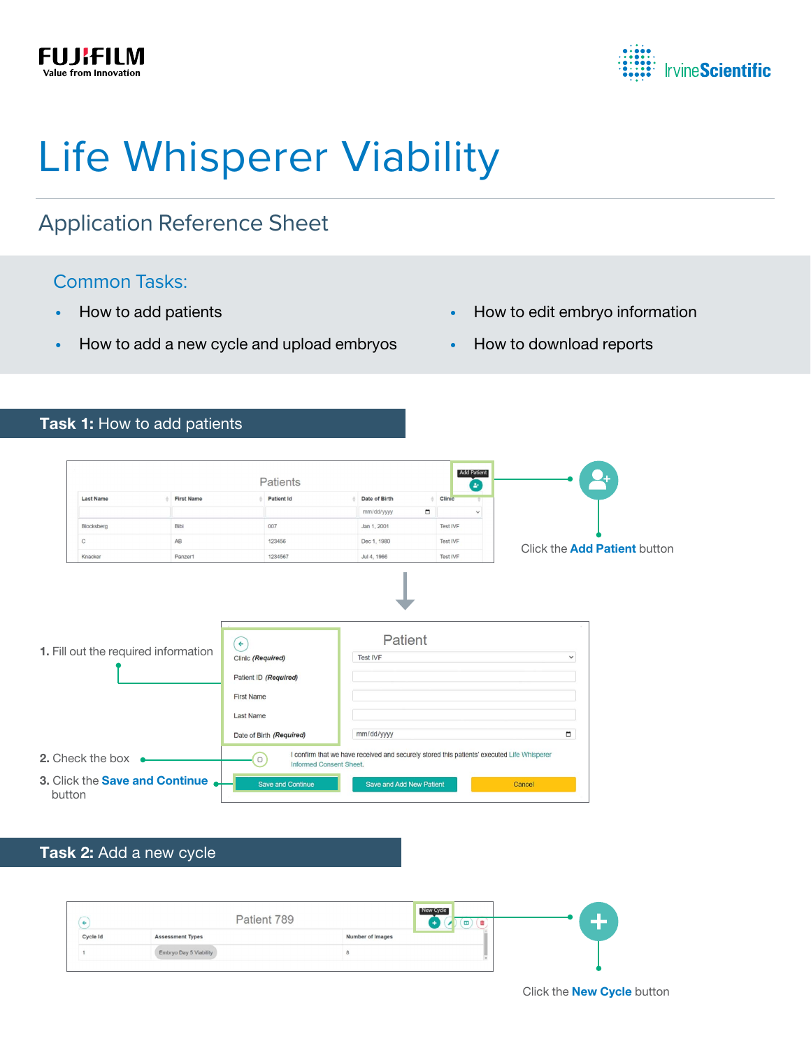FUJIFILM
Value from Innovation

IrvineScientific

# Life Whisperer Viability

## Application Reference Sheet

### Common Tasks:

- How to add patients
- How to add a new cycle and upload embryos
- How to edit embryo information
- How to download reports

## Task 1: How to add patients

Click the **Add Patient** button

1. Fill out the required information

2. Check the box

3. Click the **Save and Continue** button

## Task 2: Add a new cycle

Click the **New Cycle** button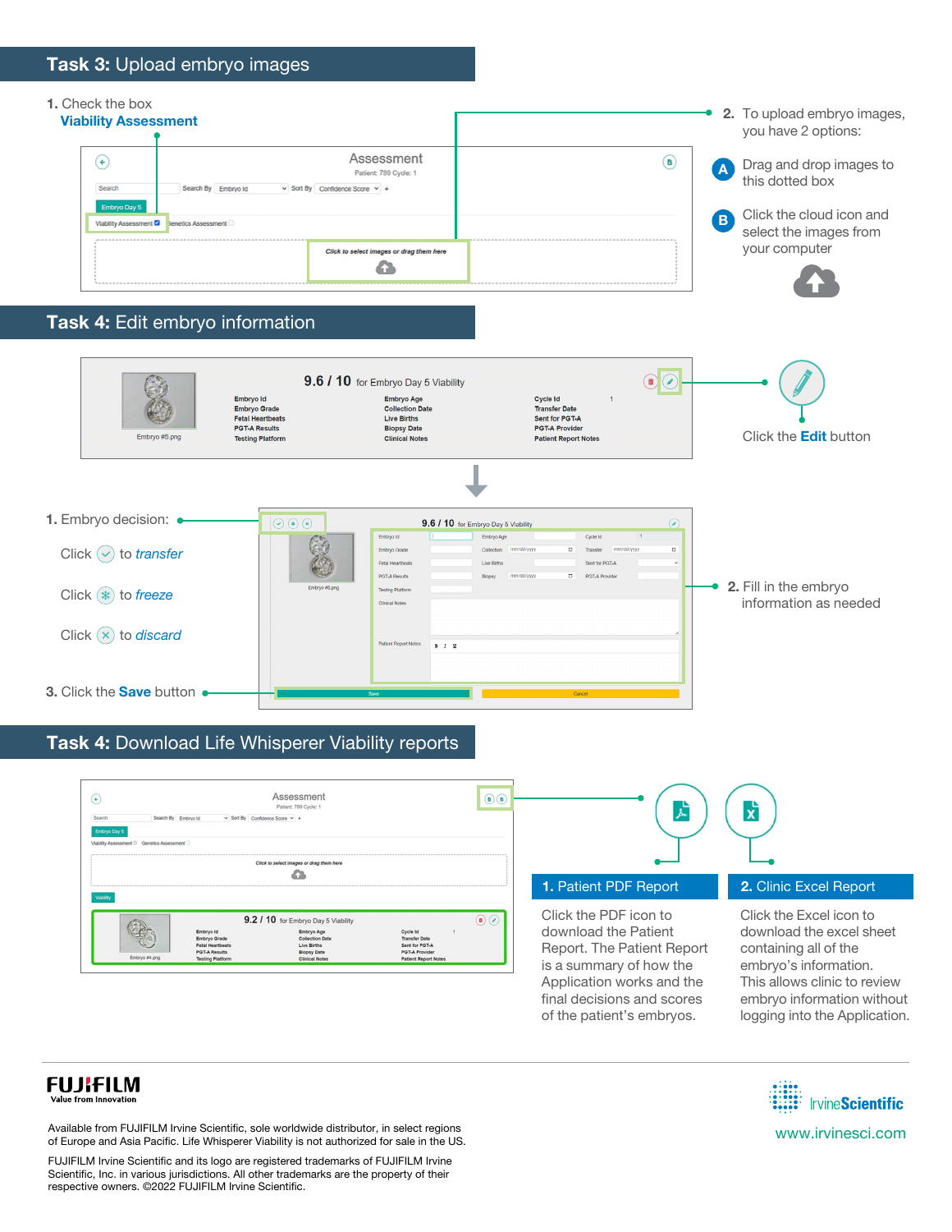## Task 3: Upload embryo images

1. Check the box **Viability Assessment**

2. To upload embryo images, you have 2 options:

- **A** Drag and drop images to this dotted box
- **B** Click the cloud icon and select the images from your computer

## Task 4: Edit embryo information

Click the **Edit** button

1. Embryo decision:

   Click ✓ to *transfer*

   Click ✻ to *freeze*

   Click ✕ to *discard*

2. Fill in the embryo information as needed

3. Click the **Save** button

## Task 4: Download Life Whisperer Viability reports

### 1. Patient PDF Report

Click the PDF icon to download the Patient Report. The Patient Report is a summary of how the Application works and the final decisions and scores of the patient's embryos.

### 2. Clinic Excel Report

Click the Excel icon to download the excel sheet containing all of the embryo's information. This allows clinic to review embryo information without logging into the Application.

---

FUJIFILM
Value from Innovation

Available from FUJIFILM Irvine Scientific, sole worldwide distributor, in select regions of Europe and Asia Pacific. Life Whisperer Viability is not authorized for sale in the US.

FUJIFILM Irvine Scientific and its logo are registered trademarks of FUJIFILM Irvine Scientific, Inc. in various jurisdictions. All other trademarks are the property of their respective owners. ©2022 FUJIFILM Irvine Scientific.

IrvineScientific

www.irvinesci.com